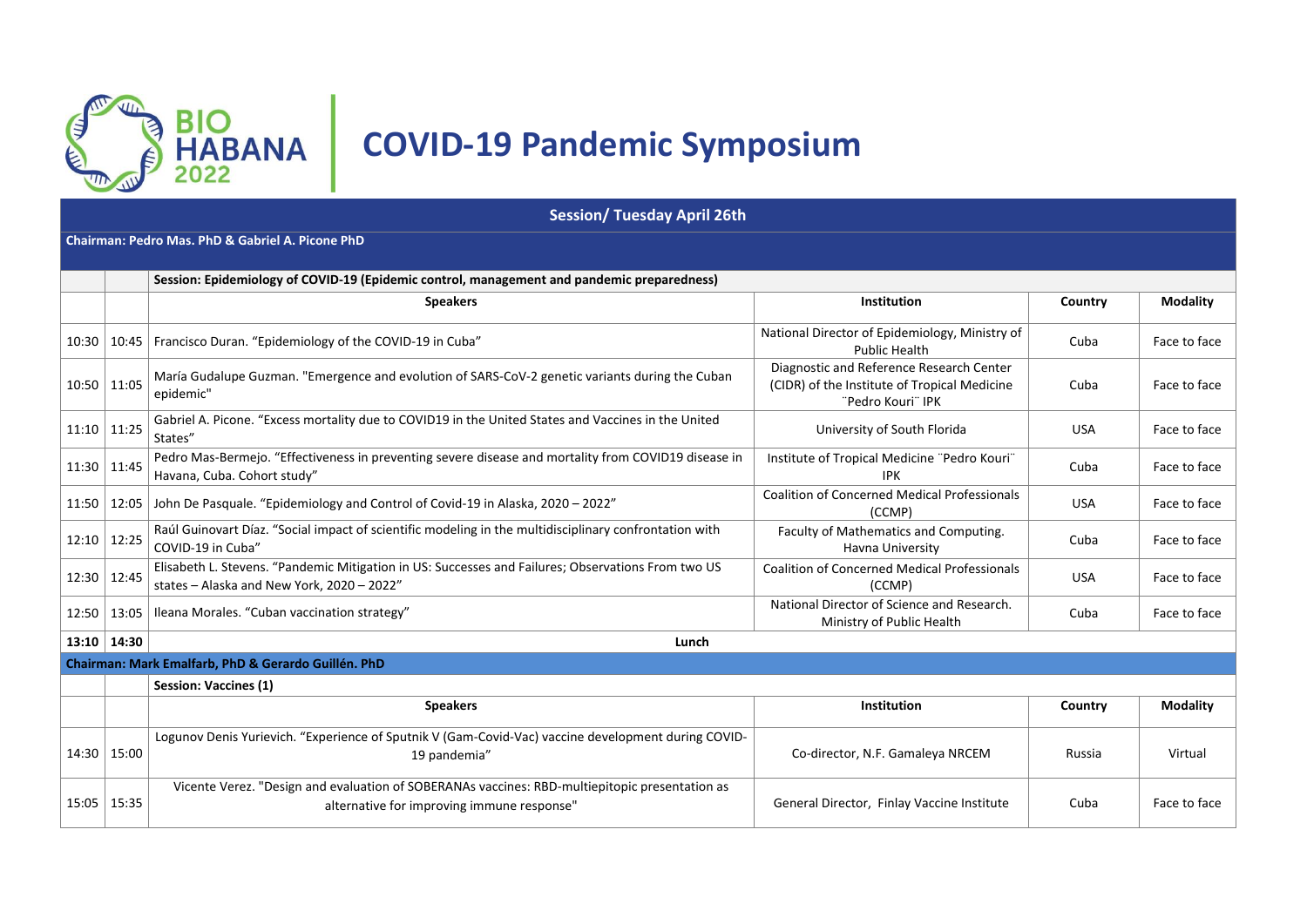# BIO HABANA 2022

# COVID-19 Pandemic Symposium

| | | Session/ Tuesday April 26th | | | |
|---|---|---|---|---|---|
| | | **Chairman: Pedro Mas. PhD & Gabriel A. Picone PhD** | | | |
| | | **Session: Epidemiology of COVID-19 (Epidemic control, management and pandemic preparedness)** | | | |
| | | **Speakers** | **Institution** | **Country** | **Modality** |
| 10:30 | 10:45 | Francisco Duran. "Epidemiology of the COVID-19 in Cuba" | National Director of Epidemiology, Ministry of Public Health | Cuba | Face to face |
| 10:50 | 11:05 | María Gudalupe Guzman. "Emergence and evolution of SARS-CoV-2 genetic variants during the Cuban epidemic" | Diagnostic and Reference Research Center (CIDR) of the Institute of Tropical Medicine ¨Pedro Kouri¨ IPK | Cuba | Face to face |
| 11:10 | 11:25 | Gabriel A. Picone. "Excess mortality due to COVID19 in the United States and Vaccines in the United States" | University of South Florida | USA | Face to face |
| 11:30 | 11:45 | Pedro Mas-Bermejo. "Effectiveness in preventing severe disease and mortality from COVID19 disease in Havana, Cuba. Cohort study" | Institute of Tropical Medicine ¨Pedro Kouri¨ IPK | Cuba | Face to face |
| 11:50 | 12:05 | John De Pasquale. "Epidemiology and Control of Covid-19 in Alaska, 2020 – 2022" | Coalition of Concerned Medical Professionals (CCMP) | USA | Face to face |
| 12:10 | 12:25 | Raúl Guinovart Díaz. "Social impact of scientific modeling in the multidisciplinary confrontation with COVID-19 in Cuba" | Faculty of Mathematics and Computing. Havna University | Cuba | Face to face |
| 12:30 | 12:45 | Elisabeth L. Stevens. "Pandemic Mitigation in US: Successes and Failures; Observations From two US states – Alaska and New York, 2020 – 2022" | Coalition of Concerned Medical Professionals (CCMP) | USA | Face to face |
| 12:50 | 13:05 | Ileana Morales. "Cuban vaccination strategy" | National Director of Science and Research. Ministry of Public Health | Cuba | Face to face |
| **13:10** | **14:30** | **Lunch** | | | |
| | | **Chairman: Mark Emalfarb, PhD & Gerardo Guillén. PhD** | | | |
| | | **Session: Vaccines (1)** | | | |
| | | **Speakers** | **Institution** | **Country** | **Modality** |
| 14:30 | 15:00 | Logunov Denis Yurievich. "Experience of Sputnik V (Gam-Covid-Vac) vaccine development during COVID-19 pandemia" | Co-director, N.F. Gamaleya NRCEM | Russia | Virtual |
| 15:05 | 15:35 | Vicente Verez. "Design and evaluation of SOBERANAs vaccines: RBD-multiepitopic presentation as alternative for improving immune response" | General Director, Finlay Vaccine Institute | Cuba | Face to face |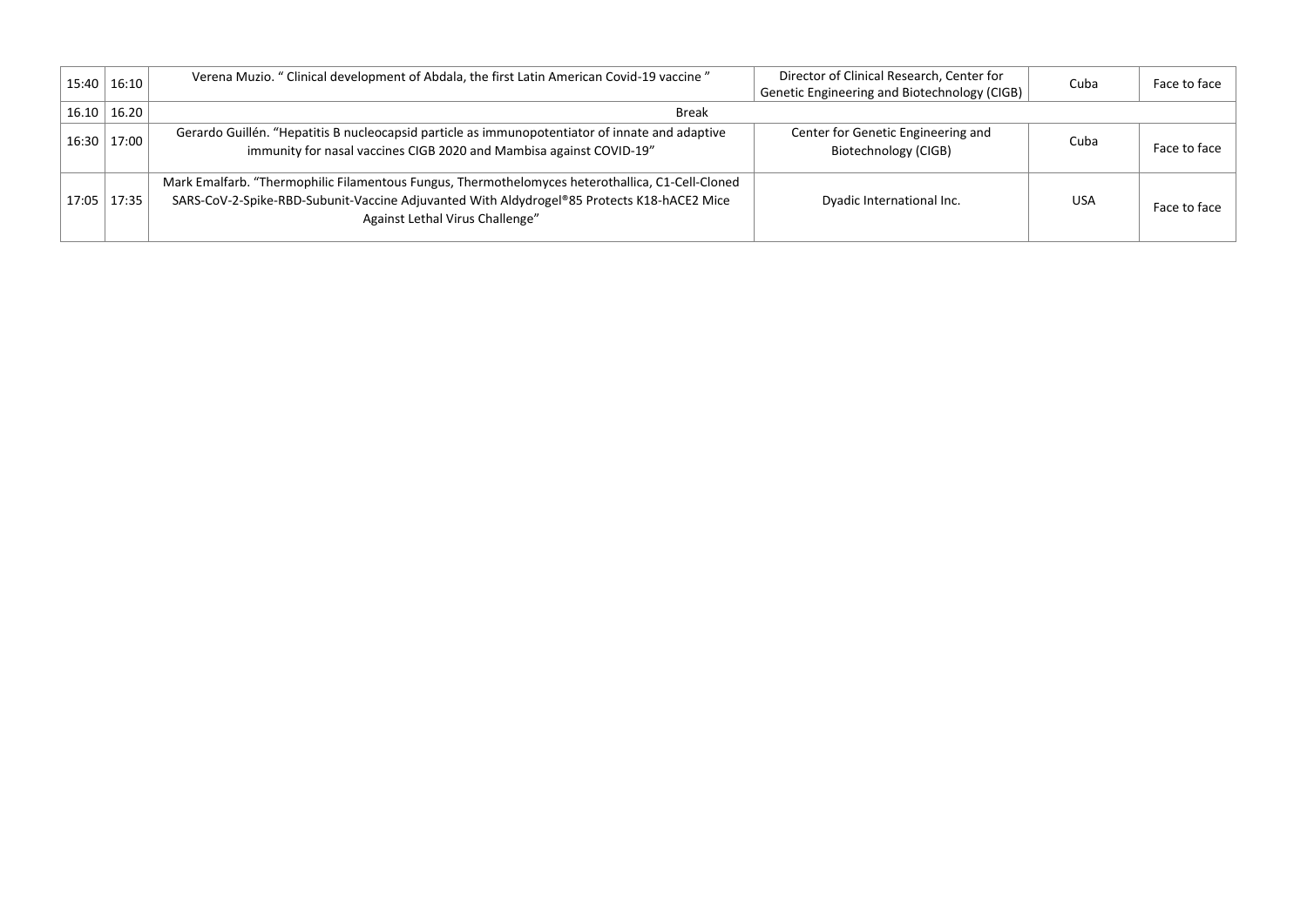| | | | | | |
|---|---|---|---|---|---|
| 15:40 | 16:10 | Verena Muzio. " Clinical development of Abdala, the first Latin American Covid-19 vaccine " | Director of Clinical Research, Center for Genetic Engineering and Biotechnology (CIGB) | Cuba | Face to face |
| 16.10 | 16.20 | Break | | | |
| 16:30 | 17:00 | Gerardo Guillén. "Hepatitis B nucleocapsid particle as immunopotentiator of innate and adaptive immunity for nasal vaccines CIGB 2020 and Mambisa against COVID-19" | Center for Genetic Engineering and Biotechnology (CIGB) | Cuba | Face to face |
| 17:05 | 17:35 | Mark Emalfarb. "Thermophilic Filamentous Fungus, Thermothelomyces heterothallica, C1-Cell-Cloned SARS-CoV-2-Spike-RBD-Subunit-Vaccine Adjuvanted With Aldydrogel®85 Protects K18-hACE2 Mice Against Lethal Virus Challenge" | Dyadic International Inc. | USA | Face to face |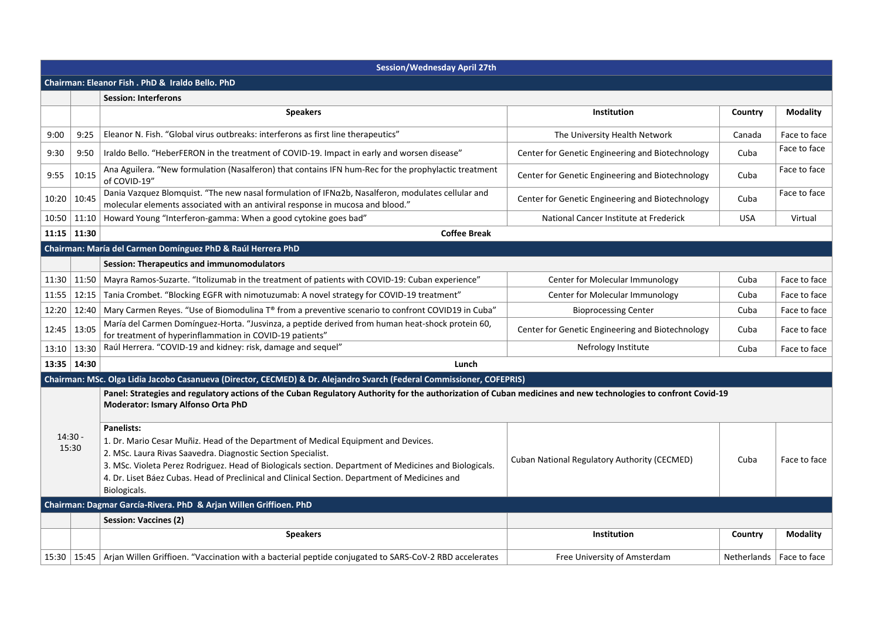| | | Session/Wednesday April 27th | | | |
|---|---|---|---|---|---|
| **Chairman: Eleanor Fish . PhD & Iraldo Bello. PhD** | | | | | |
| | | **Session: Interferons** | | | |
| | | **Speakers** | **Institution** | **Country** | **Modality** |
| 9:00 | 9:25 | Eleanor N. Fish. “Global virus outbreaks: interferons as first line therapeutics” | The University Health Network | Canada | Face to face |
| 9:30 | 9:50 | Iraldo Bello. “HeberFERON in the treatment of COVID-19. Impact in early and worsen disease” | Center for Genetic Engineering and Biotechnology | Cuba | Face to face |
| 9:55 | 10:15 | Ana Aguilera. “New formulation (Nasalferon) that contains IFN hum-Rec for the prophylactic treatment of COVID-19” | Center for Genetic Engineering and Biotechnology | Cuba | Face to face |
| 10:20 | 10:45 | Dania Vazquez Blomquist. “The new nasal formulation of IFNα2b, Nasalferon, modulates cellular and molecular elements associated with an antiviral response in mucosa and blood.” | Center for Genetic Engineering and Biotechnology | Cuba | Face to face |
| 10:50 | 11:10 | Howard Young “Interferon-gamma: When a good cytokine goes bad” | National Cancer Institute at Frederick | USA | Virtual |
| **11:15** | **11:30** | **Coffee Break** | | | |
| **Chairman: María del Carmen Domínguez PhD & Raúl Herrera PhD** | | | | | |
| | | **Session: Therapeutics and immunomodulators** | | | |
| 11:30 | 11:50 | Mayra Ramos-Suzarte. “Itolizumab in the treatment of patients with COVID-19: Cuban experience” | Center for Molecular Immunology | Cuba | Face to face |
| 11:55 | 12:15 | Tania Crombet. “Blocking EGFR with nimotuzumab: A novel strategy for COVID-19 treatment” | Center for Molecular Immunology | Cuba | Face to face |
| 12:20 | 12:40 | Mary Carmen Reyes. “Use of Biomodulina T® from a preventive scenario to confront COVID19 in Cuba” | Bioprocessing Center | Cuba | Face to face |
| 12:45 | 13:05 | María del Carmen Domínguez-Horta. “Jusvinza, a peptide derived from human heat-shock protein 60, for treatment of hyperinflammation in COVID-19 patients” | Center for Genetic Engineering and Biotechnology | Cuba | Face to face |
| 13:10 | 13:30 | Raúl Herrera. “COVID-19 and kidney: risk, damage and sequel” | Nefrology Institute | Cuba | Face to face |
| **13:35** | **14:30** | **Lunch** | | | |
| **Chairman: MSc. Olga Lidia Jacobo Casanueva (Director, CECMED) & Dr. Alejandro Svarch (Federal Commissioner, COFEPRIS)** | | | | | |
| 14:30 - 15:30 | | **Panel: Strategies and regulatory actions of the Cuban Regulatory Authority for the authorization of Cuban medicines and new technologies to confront Covid-19**<br>**Moderator: Ismary Alfonso Orta PhD**<br><br>**Panelists:**<br>1. Dr. Mario Cesar Muñiz. Head of the Department of Medical Equipment and Devices.<br>2. MSc. Laura Rivas Saavedra. Diagnostic Section Specialist.<br>3. MSc. Violeta Perez Rodriguez. Head of Biologicals section. Department of Medicines and Biologicals.<br>4. Dr. Liset Báez Cubas. Head of Preclinical and Clinical Section. Department of Medicines and Biologicals. | Cuban National Regulatory Authority (CECMED) | Cuba | Face to face |
| **Chairman: Dagmar García-Rivera. PhD & Arjan Willen Griffioen. PhD** | | | | | |
| | | **Session: Vaccines (2)** | | | |
| | | **Speakers** | **Institution** | **Country** | **Modality** |
| 15:30 | 15:45 | Arjan Willen Griffioen. “Vaccination with a bacterial peptide conjugated to SARS-CoV-2 RBD accelerates | Free University of Amsterdam | Netherlands | Face to face |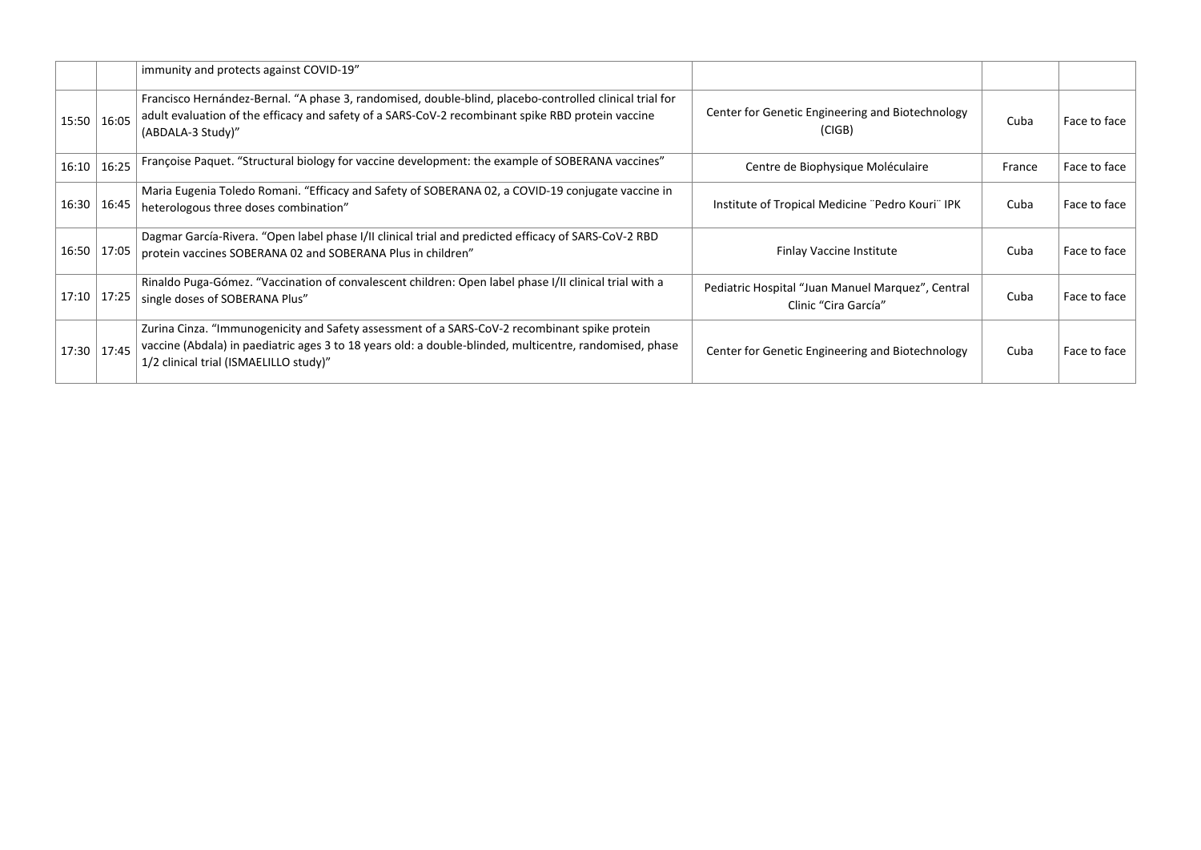| | | | | | |
|---|---|---|---|---|---|
| | | immunity and protects against COVID-19" | | | |
| 15:50 | 16:05 | Francisco Hernández-Bernal. "A phase 3, randomised, double-blind, placebo-controlled clinical trial for adult evaluation of the efficacy and safety of a SARS-CoV-2 recombinant spike RBD protein vaccine (ABDALA-3 Study)" | Center for Genetic Engineering and Biotechnology (CIGB) | Cuba | Face to face |
| 16:10 | 16:25 | Françoise Paquet. "Structural biology for vaccine development: the example of SOBERANA vaccines" | Centre de Biophysique Moléculaire | France | Face to face |
| 16:30 | 16:45 | Maria Eugenia Toledo Romani. "Efficacy and Safety of SOBERANA 02, a COVID-19 conjugate vaccine in heterologous three doses combination" | Institute of Tropical Medicine ¨Pedro Kouri¨ IPK | Cuba | Face to face |
| 16:50 | 17:05 | Dagmar García-Rivera. "Open label phase I/II clinical trial and predicted efficacy of SARS-CoV-2 RBD protein vaccines SOBERANA 02 and SOBERANA Plus in children" | Finlay Vaccine Institute | Cuba | Face to face |
| 17:10 | 17:25 | Rinaldo Puga-Gómez. "Vaccination of convalescent children: Open label phase I/II clinical trial with a single doses of SOBERANA Plus" | Pediatric Hospital "Juan Manuel Marquez", Central Clinic "Cira García" | Cuba | Face to face |
| 17:30 | 17:45 | Zurina Cinza. "Immunogenicity and Safety assessment of a SARS-CoV-2 recombinant spike protein vaccine (Abdala) in paediatric ages 3 to 18 years old: a double-blinded, multicentre, randomised, phase 1/2 clinical trial (ISMAELILLO study)" | Center for Genetic Engineering and Biotechnology | Cuba | Face to face |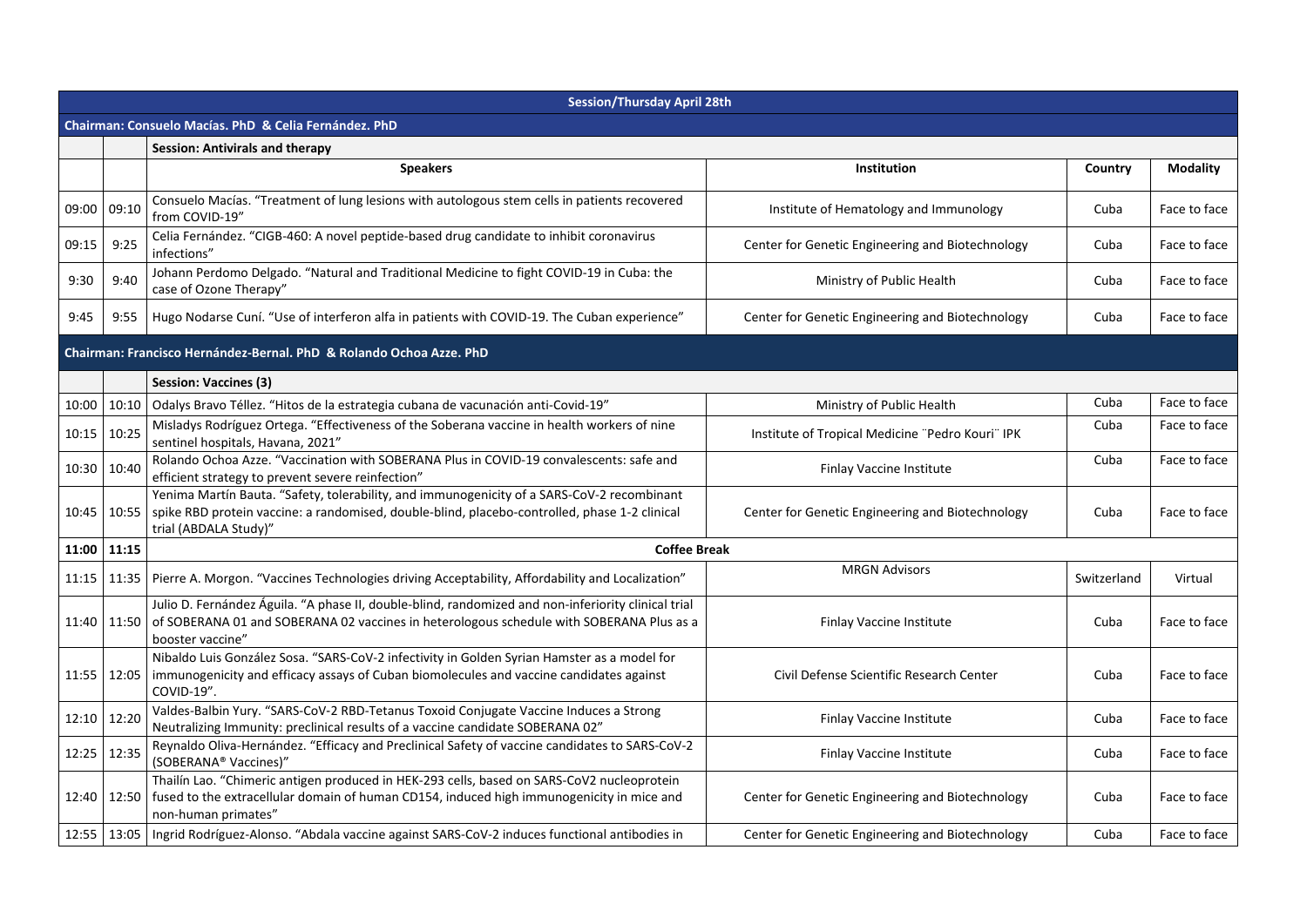| Session/Thursday April 28th | | | | | |
|---|---|---|---|---|---|
| **Chairman: Consuelo Macías. PhD & Celia Fernández. PhD** | | | | | |
| | | **Session: Antivirals and therapy** | | | |
| | | **Speakers** | **Institution** | **Country** | **Modality** |
| 09:00 | 09:10 | Consuelo Macías. "Treatment of lung lesions with autologous stem cells in patients recovered from COVID-19" | Institute of Hematology and Immunology | Cuba | Face to face |
| 09:15 | 9:25 | Celia Fernández. "CIGB-460: A novel peptide-based drug candidate to inhibit coronavirus infections" | Center for Genetic Engineering and Biotechnology | Cuba | Face to face |
| 9:30 | 9:40 | Johann Perdomo Delgado. "Natural and Traditional Medicine to fight COVID-19 in Cuba: the case of Ozone Therapy" | Ministry of Public Health | Cuba | Face to face |
| 9:45 | 9:55 | Hugo Nodarse Cuní. "Use of interferon alfa in patients with COVID-19. The Cuban experience" | Center for Genetic Engineering and Biotechnology | Cuba | Face to face |
| **Chairman: Francisco Hernández-Bernal. PhD & Rolando Ochoa Azze. PhD** | | | | | |
| | | **Session: Vaccines (3)** | | | |
| 10:00 | 10:10 | Odalys Bravo Téllez. "Hitos de la estrategia cubana de vacunación anti-Covid-19" | Ministry of Public Health | Cuba | Face to face |
| 10:15 | 10:25 | Misladys Rodríguez Ortega. "Effectiveness of the Soberana vaccine in health workers of nine sentinel hospitals, Havana, 2021" | Institute of Tropical Medicine ¨Pedro Kouri¨ IPK | Cuba | Face to face |
| 10:30 | 10:40 | Rolando Ochoa Azze. "Vaccination with SOBERANA Plus in COVID-19 convalescents: safe and efficient strategy to prevent severe reinfection" | Finlay Vaccine Institute | Cuba | Face to face |
| 10:45 | 10:55 | Yenima Martín Bauta. "Safety, tolerability, and immunogenicity of a SARS-CoV-2 recombinant spike RBD protein vaccine: a randomised, double-blind, placebo-controlled, phase 1-2 clinical trial (ABDALA Study)" | Center for Genetic Engineering and Biotechnology | Cuba | Face to face |
| **11:00** | **11:15** | **Coffee Break** | | | |
| 11:15 | 11:35 | Pierre A. Morgon. "Vaccines Technologies driving Acceptability, Affordability and Localization" | MRGN Advisors | Switzerland | Virtual |
| 11:40 | 11:50 | Julio D. Fernández Águila. "A phase II, double-blind, randomized and non-inferiority clinical trial of SOBERANA 01 and SOBERANA 02 vaccines in heterologous schedule with SOBERANA Plus as a booster vaccine" | Finlay Vaccine Institute | Cuba | Face to face |
| 11:55 | 12:05 | Nibaldo Luis González Sosa. "SARS-CoV-2 infectivity in Golden Syrian Hamster as a model for immunogenicity and efficacy assays of Cuban biomolecules and vaccine candidates against COVID-19". | Civil Defense Scientific Research Center | Cuba | Face to face |
| 12:10 | 12:20 | Valdes-Balbin Yury. "SARS-CoV-2 RBD-Tetanus Toxoid Conjugate Vaccine Induces a Strong Neutralizing Immunity: preclinical results of a vaccine candidate SOBERANA 02" | Finlay Vaccine Institute | Cuba | Face to face |
| 12:25 | 12:35 | Reynaldo Oliva-Hernández. "Efficacy and Preclinical Safety of vaccine candidates to SARS-CoV-2 (SOBERANA® Vaccines)" | Finlay Vaccine Institute | Cuba | Face to face |
| 12:40 | 12:50 | Thailín Lao. "Chimeric antigen produced in HEK-293 cells, based on SARS-CoV2 nucleoprotein fused to the extracellular domain of human CD154, induced high immunogenicity in mice and non-human primates" | Center for Genetic Engineering and Biotechnology | Cuba | Face to face |
| 12:55 | 13:05 | Ingrid Rodríguez-Alonso. "Abdala vaccine against SARS-CoV-2 induces functional antibodies in | Center for Genetic Engineering and Biotechnology | Cuba | Face to face |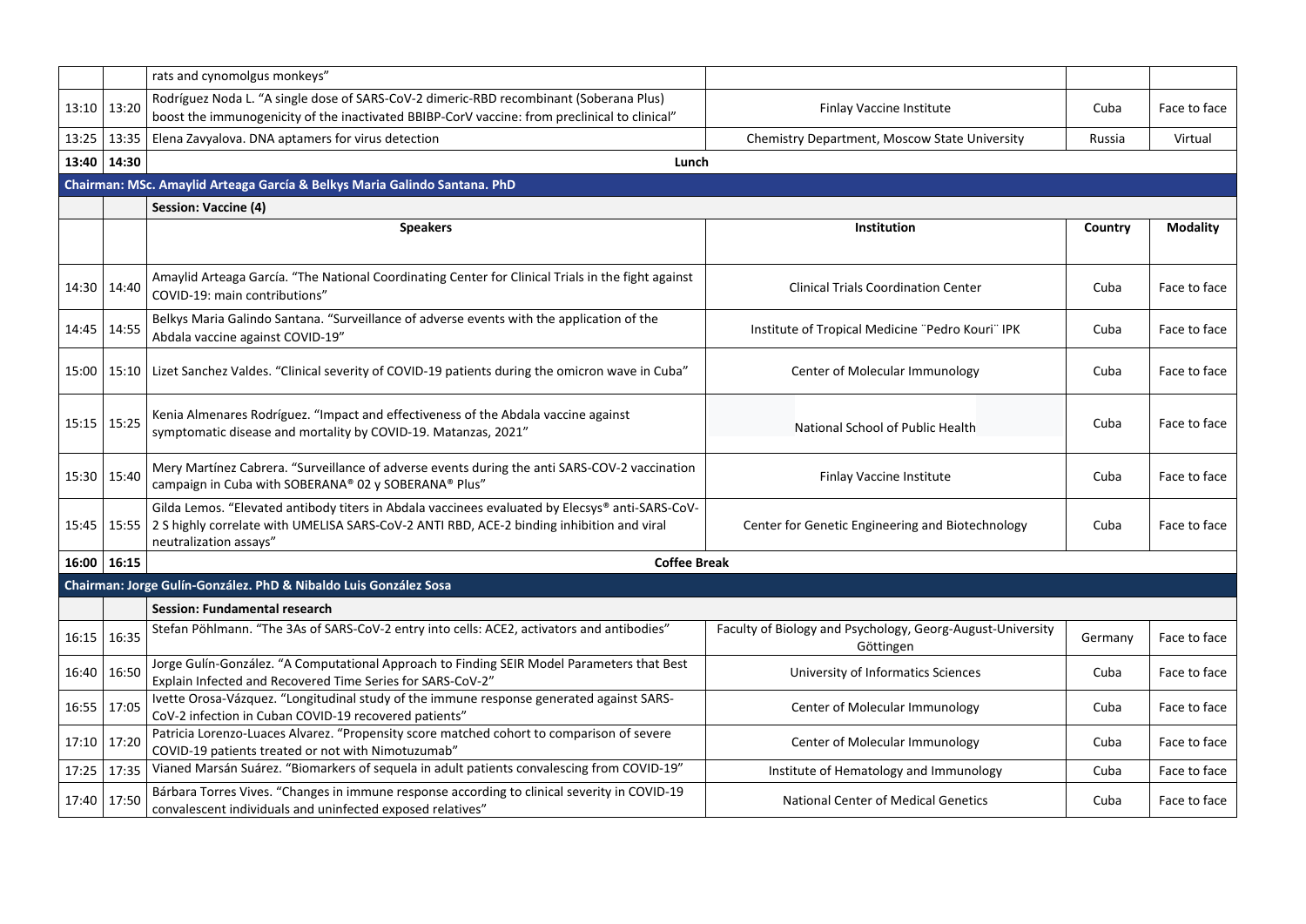| | | rats and cynomolgus monkeys" | | | |
|---|---|---|---|---|---|
| 13:10 | 13:20 | Rodríguez Noda L. "A single dose of SARS-CoV-2 dimeric-RBD recombinant (Soberana Plus) boost the immunogenicity of the inactivated BBIBP-CorV vaccine: from preclinical to clinical" | Finlay Vaccine Institute | Cuba | Face to face |
| 13:25 | 13:35 | Elena Zavyalova. DNA aptamers for virus detection | Chemistry Department, Moscow State University | Russia | Virtual |
| **13:40** | **14:30** | **Lunch** | | | |
| **Chairman: MSc. Amaylid Arteaga García & Belkys Maria Galindo Santana. PhD** | | | | | |
| | | **Session: Vaccine (4)** | | | |
| | | **Speakers** | **Institution** | **Country** | **Modality** |
| 14:30 | 14:40 | Amaylid Arteaga García. "The National Coordinating Center for Clinical Trials in the fight against COVID-19: main contributions" | Clinical Trials Coordination Center | Cuba | Face to face |
| 14:45 | 14:55 | Belkys Maria Galindo Santana. "Surveillance of adverse events with the application of the Abdala vaccine against COVID-19" | Institute of Tropical Medicine ¨Pedro Kouri¨ IPK | Cuba | Face to face |
| 15:00 | 15:10 | Lizet Sanchez Valdes. "Clinical severity of COVID-19 patients during the omicron wave in Cuba" | Center of Molecular Immunology | Cuba | Face to face |
| 15:15 | 15:25 | Kenia Almenares Rodríguez. "Impact and effectiveness of the Abdala vaccine against symptomatic disease and mortality by COVID-19. Matanzas, 2021" | National School of Public Health | Cuba | Face to face |
| 15:30 | 15:40 | Mery Martínez Cabrera. "Surveillance of adverse events during the anti SARS-COV-2 vaccination campaign in Cuba with SOBERANA® 02 y SOBERANA® Plus" | Finlay Vaccine Institute | Cuba | Face to face |
| 15:45 | 15:55 | Gilda Lemos. "Elevated antibody titers in Abdala vaccinees evaluated by Elecsys® anti-SARS-CoV-2 S highly correlate with UMELISA SARS-CoV-2 ANTI RBD, ACE-2 binding inhibition and viral neutralization assays" | Center for Genetic Engineering and Biotechnology | Cuba | Face to face |
| **16:00** | **16:15** | **Coffee Break** | | | |
| **Chairman: Jorge Gulín-González. PhD & Nibaldo Luis González Sosa** | | | | | |
| | | **Session: Fundamental research** | | | |
| 16:15 | 16:35 | Stefan Pöhlmann. "The 3As of SARS-CoV-2 entry into cells: ACE2, activators and antibodies" | Faculty of Biology and Psychology, Georg-August-University Göttingen | Germany | Face to face |
| 16:40 | 16:50 | Jorge Gulín-González. "A Computational Approach to Finding SEIR Model Parameters that Best Explain Infected and Recovered Time Series for SARS-CoV-2" | University of Informatics Sciences | Cuba | Face to face |
| 16:55 | 17:05 | Ivette Orosa-Vázquez. "Longitudinal study of the immune response generated against SARS-CoV-2 infection in Cuban COVID-19 recovered patients" | Center of Molecular Immunology | Cuba | Face to face |
| 17:10 | 17:20 | Patricia Lorenzo-Luaces Alvarez. "Propensity score matched cohort to comparison of severe COVID-19 patients treated or not with Nimotuzumab" | Center of Molecular Immunology | Cuba | Face to face |
| 17:25 | 17:35 | Vianed Marsán Suárez. "Biomarkers of sequela in adult patients convalescing from COVID-19" | Institute of Hematology and Immunology | Cuba | Face to face |
| 17:40 | 17:50 | Bárbara Torres Vives. "Changes in immune response according to clinical severity in COVID-19 convalescent individuals and uninfected exposed relatives" | National Center of Medical Genetics | Cuba | Face to face |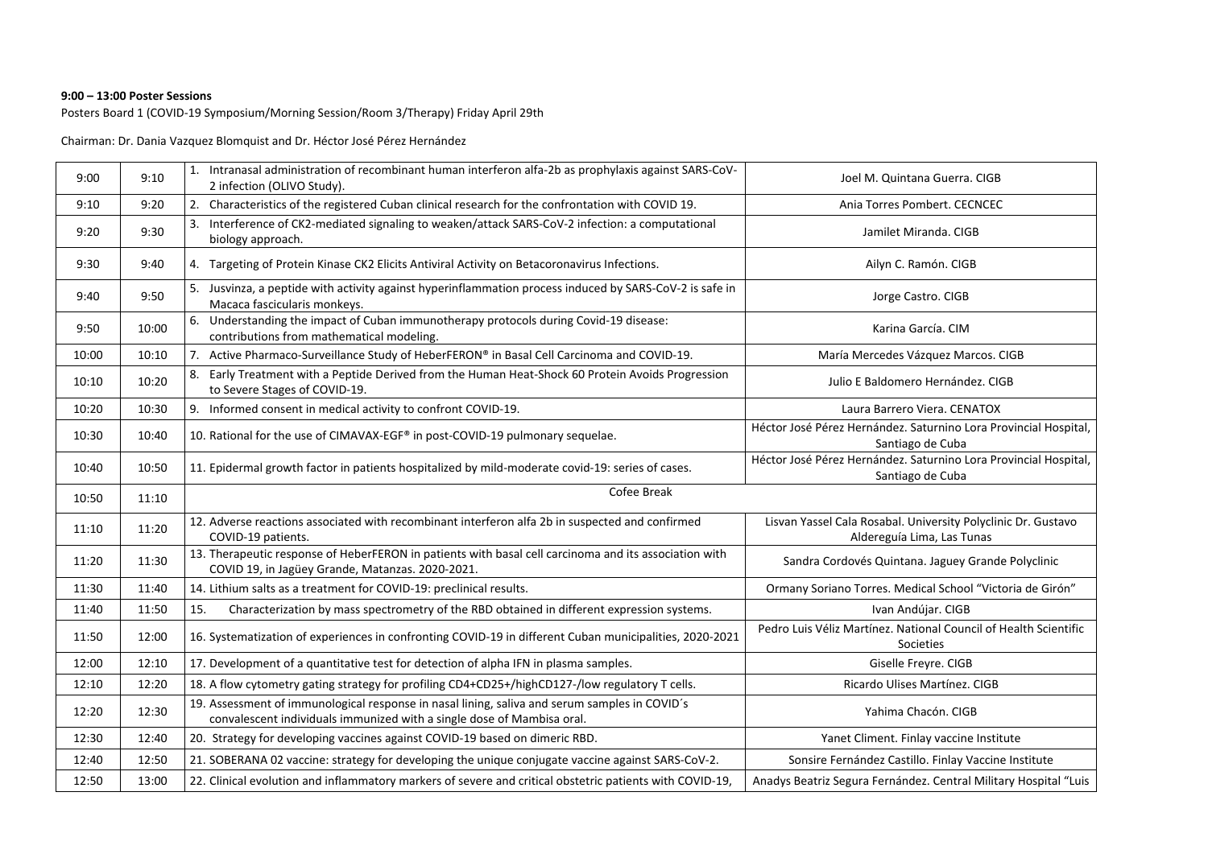**9:00 – 13:00 Poster Sessions**

Posters Board 1 (COVID-19 Symposium/Morning Session/Room 3/Therapy) Friday April 29th

Chairman: Dr. Dania Vazquez Blomquist and Dr. Héctor José Pérez Hernández

| | | | |
|---|---|---|---|
| 9:00 | 9:10 | 1. Intranasal administration of recombinant human interferon alfa-2b as prophylaxis against SARS-CoV-2 infection (OLIVO Study). | Joel M. Quintana Guerra. CIGB |
| 9:10 | 9:20 | 2. Characteristics of the registered Cuban clinical research for the confrontation with COVID 19. | Ania Torres Pombert. CECNCEC |
| 9:20 | 9:30 | 3. Interference of CK2-mediated signaling to weaken/attack SARS-CoV-2 infection: a computational biology approach. | Jamilet Miranda. CIGB |
| 9:30 | 9:40 | 4. Targeting of Protein Kinase CK2 Elicits Antiviral Activity on Betacoronavirus Infections. | Ailyn C. Ramón. CIGB |
| 9:40 | 9:50 | 5. Jusvinza, a peptide with activity against hyperinflammation process induced by SARS-CoV-2 is safe in Macaca fascicularis monkeys. | Jorge Castro. CIGB |
| 9:50 | 10:00 | 6. Understanding the impact of Cuban immunotherapy protocols during Covid-19 disease: contributions from mathematical modeling. | Karina García. CIM |
| 10:00 | 10:10 | 7. Active Pharmaco-Surveillance Study of HeberFERON® in Basal Cell Carcinoma and COVID-19. | María Mercedes Vázquez Marcos. CIGB |
| 10:10 | 10:20 | 8. Early Treatment with a Peptide Derived from the Human Heat-Shock 60 Protein Avoids Progression to Severe Stages of COVID-19. | Julio E Baldomero Hernández. CIGB |
| 10:20 | 10:30 | 9. Informed consent in medical activity to confront COVID-19. | Laura Barrero Viera. CENATOX |
| 10:30 | 10:40 | 10. Rational for the use of CIMAVAX-EGF® in post-COVID-19 pulmonary sequelae. | Héctor José Pérez Hernández. Saturnino Lora Provincial Hospital, Santiago de Cuba |
| 10:40 | 10:50 | 11. Epidermal growth factor in patients hospitalized by mild-moderate covid-19: series of cases. | Héctor José Pérez Hernández. Saturnino Lora Provincial Hospital, Santiago de Cuba |
| 10:50 | 11:10 | Cofee Break | |
| 11:10 | 11:20 | 12. Adverse reactions associated with recombinant interferon alfa 2b in suspected and confirmed COVID-19 patients. | Lisvan Yassel Cala Rosabal. University Polyclinic Dr. Gustavo Aldereguía Lima, Las Tunas |
| 11:20 | 11:30 | 13. Therapeutic response of HeberFERON in patients with basal cell carcinoma and its association with COVID 19, in Jagüey Grande, Matanzas. 2020-2021. | Sandra Cordovés Quintana. Jaguey Grande Polyclinic |
| 11:30 | 11:40 | 14. Lithium salts as a treatment for COVID-19: preclinical results. | Ormany Soriano Torres. Medical School "Victoria de Girón" |
| 11:40 | 11:50 | 15. Characterization by mass spectrometry of the RBD obtained in different expression systems. | Ivan Andújar. CIGB |
| 11:50 | 12:00 | 16. Systematization of experiences in confronting COVID-19 in different Cuban municipalities, 2020-2021 | Pedro Luis Véliz Martínez. National Council of Health Scientific Societies |
| 12:00 | 12:10 | 17. Development of a quantitative test for detection of alpha IFN in plasma samples. | Giselle Freyre. CIGB |
| 12:10 | 12:20 | 18. A flow cytometry gating strategy for profiling CD4+CD25+/highCD127-/low regulatory T cells. | Ricardo Ulises Martínez. CIGB |
| 12:20 | 12:30 | 19. Assessment of immunological response in nasal lining, saliva and serum samples in COVID´s convalescent individuals immunized with a single dose of Mambisa oral. | Yahima Chacón. CIGB |
| 12:30 | 12:40 | 20. Strategy for developing vaccines against COVID-19 based on dimeric RBD. | Yanet Climent. Finlay vaccine Institute |
| 12:40 | 12:50 | 21. SOBERANA 02 vaccine: strategy for developing the unique conjugate vaccine against SARS-CoV-2. | Sonsire Fernández Castillo. Finlay Vaccine Institute |
| 12:50 | 13:00 | 22. Clinical evolution and inflammatory markers of severe and critical obstetric patients with COVID-19, | Anadys Beatriz Segura Fernández. Central Military Hospital "Luis |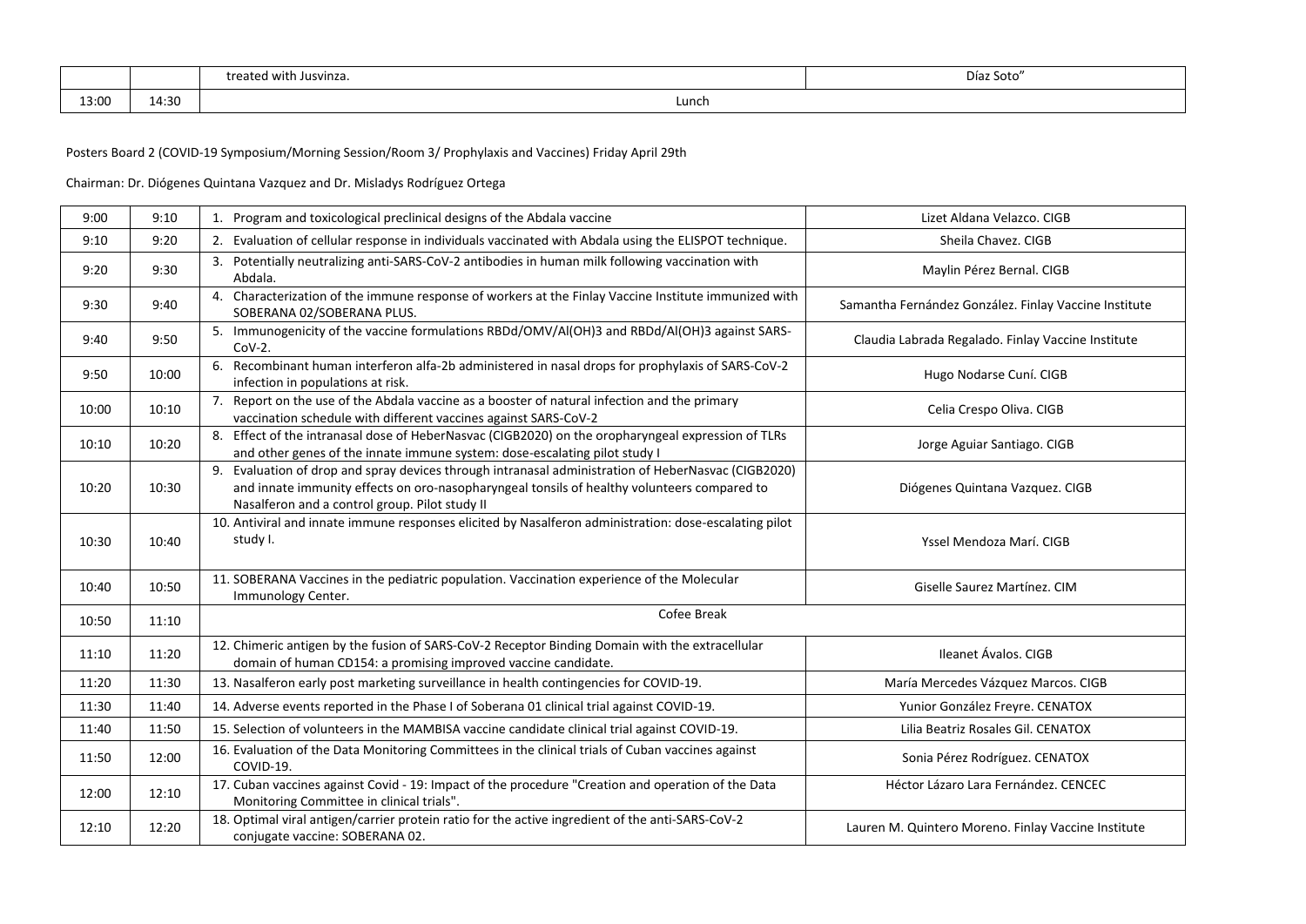|  |  | treated with Jusvinza. | Díaz Soto" |
| --- | --- | --- | --- |
| 13:00 | 14:30 | Lunch |  |

Posters Board 2 (COVID-19 Symposium/Morning Session/Room 3/ Prophylaxis and Vaccines) Friday April 29th

Chairman: Dr. Diógenes Quintana Vazquez and Dr. Misladys Rodríguez Ortega

| 9:00 | 9:10 | 1. Program and toxicological preclinical designs of the Abdala vaccine | Lizet Aldana Velazco. CIGB |
| --- | --- | --- | --- |
| 9:10 | 9:20 | 2. Evaluation of cellular response in individuals vaccinated with Abdala using the ELISPOT technique. | Sheila Chavez. CIGB |
| 9:20 | 9:30 | 3. Potentially neutralizing anti-SARS-CoV-2 antibodies in human milk following vaccination with Abdala. | Maylin Pérez Bernal. CIGB |
| 9:30 | 9:40 | 4. Characterization of the immune response of workers at the Finlay Vaccine Institute immunized with SOBERANA 02/SOBERANA PLUS. | Samantha Fernández González. Finlay Vaccine Institute |
| 9:40 | 9:50 | 5. Immunogenicity of the vaccine formulations RBDd/OMV/Al(OH)3 and RBDd/Al(OH)3 against SARS-CoV-2. | Claudia Labrada Regalado. Finlay Vaccine Institute |
| 9:50 | 10:00 | 6. Recombinant human interferon alfa-2b administered in nasal drops for prophylaxis of SARS-CoV-2 infection in populations at risk. | Hugo Nodarse Cuní. CIGB |
| 10:00 | 10:10 | 7. Report on the use of the Abdala vaccine as a booster of natural infection and the primary vaccination schedule with different vaccines against SARS-CoV-2 | Celia Crespo Oliva. CIGB |
| 10:10 | 10:20 | 8. Effect of the intranasal dose of HeberNasvac (CIGB2020) on the oropharyngeal expression of TLRs and other genes of the innate immune system: dose-escalating pilot study I | Jorge Aguiar Santiago. CIGB |
| 10:20 | 10:30 | 9. Evaluation of drop and spray devices through intranasal administration of HeberNasvac (CIGB2020) and innate immunity effects on oro-nasopharyngeal tonsils of healthy volunteers compared to Nasalferon and a control group. Pilot study II | Diógenes Quintana Vazquez. CIGB |
| 10:30 | 10:40 | 10. Antiviral and innate immune responses elicited by Nasalferon administration: dose-escalating pilot study I. | Yssel Mendoza Marí. CIGB |
| 10:40 | 10:50 | 11. SOBERANA Vaccines in the pediatric population. Vaccination experience of the Molecular Immunology Center. | Giselle Saurez Martínez. CIM |
| 10:50 | 11:10 | Cofee Break |  |
| 11:10 | 11:20 | 12. Chimeric antigen by the fusion of SARS-CoV-2 Receptor Binding Domain with the extracellular domain of human CD154: a promising improved vaccine candidate. | Ileanet Ávalos. CIGB |
| 11:20 | 11:30 | 13. Nasalferon early post marketing surveillance in health contingencies for COVID-19. | María Mercedes Vázquez Marcos. CIGB |
| 11:30 | 11:40 | 14. Adverse events reported in the Phase I of Soberana 01 clinical trial against COVID-19. | Yunior González Freyre. CENATOX |
| 11:40 | 11:50 | 15. Selection of volunteers in the MAMBISA vaccine candidate clinical trial against COVID-19. | Lilia Beatriz Rosales Gil. CENATOX |
| 11:50 | 12:00 | 16. Evaluation of the Data Monitoring Committees in the clinical trials of Cuban vaccines against COVID-19. | Sonia Pérez Rodríguez. CENATOX |
| 12:00 | 12:10 | 17. Cuban vaccines against Covid - 19: Impact of the procedure "Creation and operation of the Data Monitoring Committee in clinical trials". | Héctor Lázaro Lara Fernández. CENCEC |
| 12:10 | 12:20 | 18. Optimal viral antigen/carrier protein ratio for the active ingredient of the anti-SARS-CoV-2 conjugate vaccine: SOBERANA 02. | Lauren M. Quintero Moreno. Finlay Vaccine Institute |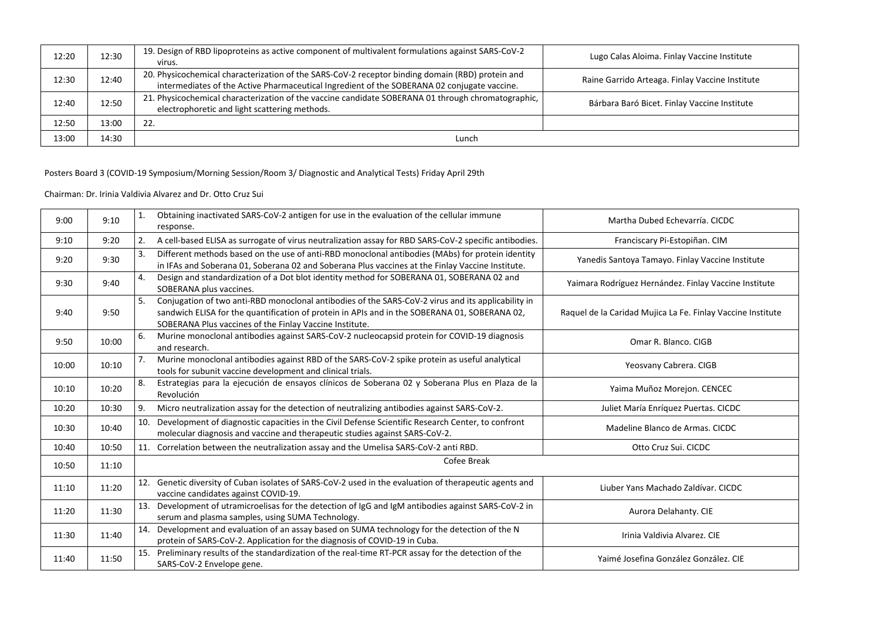| | | | |
|---|---|---|---|
| 12:20 | 12:30 | 19. Design of RBD lipoproteins as active component of multivalent formulations against SARS-CoV-2 virus. | Lugo Calas Aloima. Finlay Vaccine Institute |
| 12:30 | 12:40 | 20. Physicochemical characterization of the SARS-CoV-2 receptor binding domain (RBD) protein and intermediates of the Active Pharmaceutical Ingredient of the SOBERANA 02 conjugate vaccine. | Raine Garrido Arteaga. Finlay Vaccine Institute |
| 12:40 | 12:50 | 21. Physicochemical characterization of the vaccine candidate SOBERANA 01 through chromatographic, electrophoretic and light scattering methods. | Bárbara Baró Bicet. Finlay Vaccine Institute |
| 12:50 | 13:00 | 22. | |
| 13:00 | 14:30 | Lunch | |

Posters Board 3 (COVID-19 Symposium/Morning Session/Room 3/ Diagnostic and Analytical Tests) Friday April 29th

Chairman: Dr. Irinia Valdivia Alvarez and Dr. Otto Cruz Sui

| | | | |
|---|---|---|---|
| 9:00 | 9:10 | 1. Obtaining inactivated SARS-CoV-2 antigen for use in the evaluation of the cellular immune response. | Martha Dubed Echevarría. CICDC |
| 9:10 | 9:20 | 2. A cell-based ELISA as surrogate of virus neutralization assay for RBD SARS-CoV-2 specific antibodies. | Franciscary Pi-Estopiñan. CIM |
| 9:20 | 9:30 | 3. Different methods based on the use of anti-RBD monoclonal antibodies (MAbs) for protein identity in IFAs and Soberana 01, Soberana 02 and Soberana Plus vaccines at the Finlay Vaccine Institute. | Yanedis Santoya Tamayo. Finlay Vaccine Institute |
| 9:30 | 9:40 | 4. Design and standardization of a Dot blot identity method for SOBERANA 01, SOBERANA 02 and SOBERANA plus vaccines. | Yaimara Rodríguez Hernández. Finlay Vaccine Institute |
| 9:40 | 9:50 | 5. Conjugation of two anti-RBD monoclonal antibodies of the SARS-CoV-2 virus and its applicability in sandwich ELISA for the quantification of protein in APIs and in the SOBERANA 01, SOBERANA 02, SOBERANA Plus vaccines of the Finlay Vaccine Institute. | Raquel de la Caridad Mujica La Fe. Finlay Vaccine Institute |
| 9:50 | 10:00 | 6. Murine monoclonal antibodies against SARS-CoV-2 nucleocapsid protein for COVID-19 diagnosis and research. | Omar R. Blanco. CIGB |
| 10:00 | 10:10 | 7. Murine monoclonal antibodies against RBD of the SARS-CoV-2 spike protein as useful analytical tools for subunit vaccine development and clinical trials. | Yeosvany Cabrera. CIGB |
| 10:10 | 10:20 | 8. Estrategias para la ejecución de ensayos clínicos de Soberana 02 y Soberana Plus en Plaza de la Revolución | Yaima Muñoz Morejon. CENCEC |
| 10:20 | 10:30 | 9. Micro neutralization assay for the detection of neutralizing antibodies against SARS-CoV-2. | Juliet María Enríquez Puertas. CICDC |
| 10:30 | 10:40 | 10. Development of diagnostic capacities in the Civil Defense Scientific Research Center, to confront molecular diagnosis and vaccine and therapeutic studies against SARS-CoV-2. | Madeline Blanco de Armas. CICDC |
| 10:40 | 10:50 | 11. Correlation between the neutralization assay and the Umelisa SARS-CoV-2 anti RBD. | Otto Cruz Sui. CICDC |
| 10:50 | 11:10 | Cofee Break | |
| 11:10 | 11:20 | 12. Genetic diversity of Cuban isolates of SARS-CoV-2 used in the evaluation of therapeutic agents and vaccine candidates against COVID-19. | Liuber Yans Machado Zaldívar. CICDC |
| 11:20 | 11:30 | 13. Development of utramicroelisas for the detection of IgG and IgM antibodies against SARS-CoV-2 in serum and plasma samples, using SUMA Technology. | Aurora Delahanty. CIE |
| 11:30 | 11:40 | 14. Development and evaluation of an assay based on SUMA technology for the detection of the N protein of SARS-CoV-2. Application for the diagnosis of COVID-19 in Cuba. | Irinia Valdivia Alvarez. CIE |
| 11:40 | 11:50 | 15. Preliminary results of the standardization of the real-time RT-PCR assay for the detection of the SARS-CoV-2 Envelope gene. | Yaimé Josefina González González. CIE |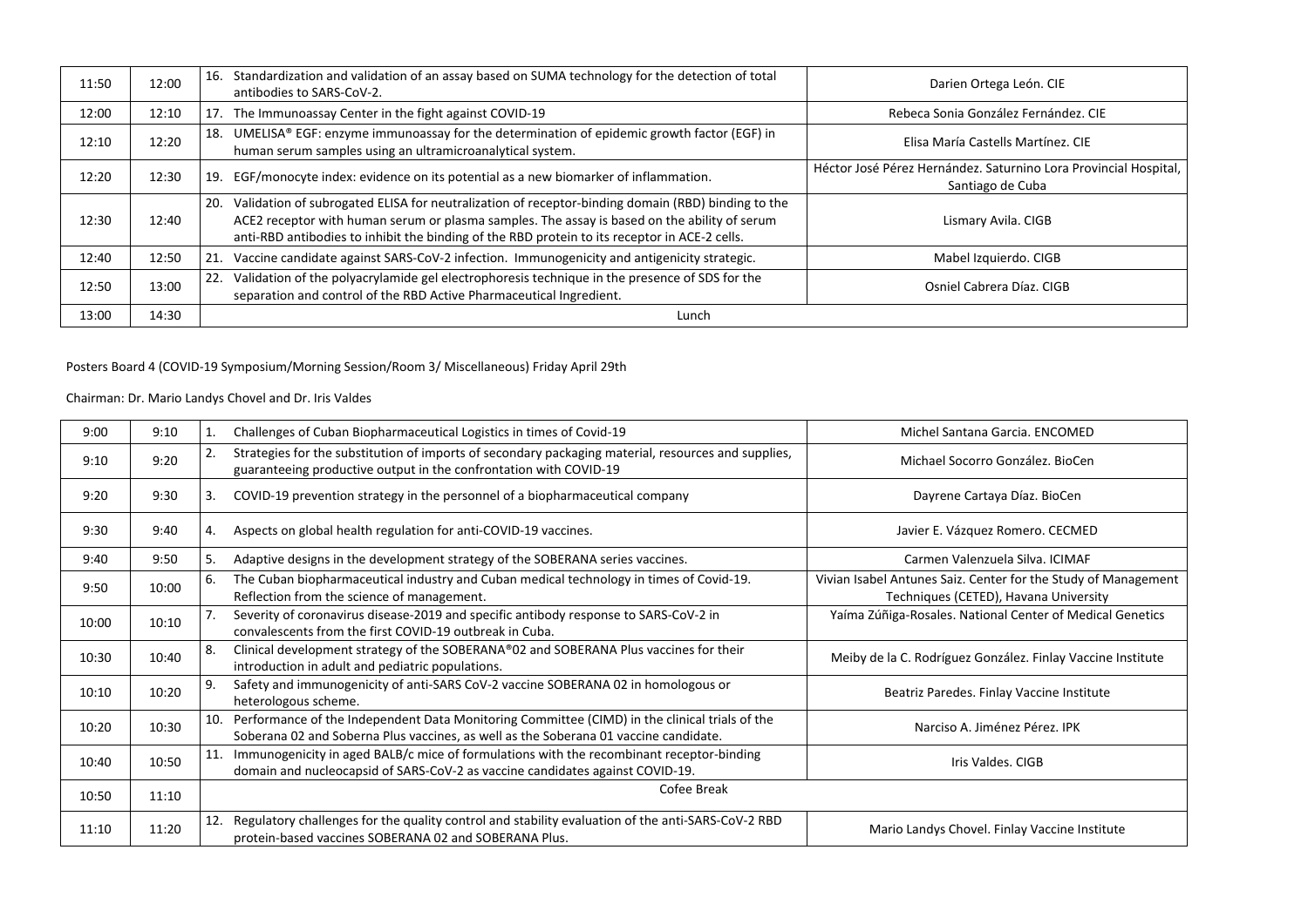| | | | |
|---|---|---|---|
| 11:50 | 12:00 | 16. Standardization and validation of an assay based on SUMA technology for the detection of total antibodies to SARS-CoV-2. | Darien Ortega León. CIE |
| 12:00 | 12:10 | 17. The Immunoassay Center in the fight against COVID-19 | Rebeca Sonia González Fernández. CIE |
| 12:10 | 12:20 | 18. UMELISA® EGF: enzyme immunoassay for the determination of epidemic growth factor (EGF) in human serum samples using an ultramicroanalytical system. | Elisa María Castells Martínez. CIE |
| 12:20 | 12:30 | 19. EGF/monocyte index: evidence on its potential as a new biomarker of inflammation. | Héctor José Pérez Hernández. Saturnino Lora Provincial Hospital, Santiago de Cuba |
| 12:30 | 12:40 | 20. Validation of subrogated ELISA for neutralization of receptor-binding domain (RBD) binding to the ACE2 receptor with human serum or plasma samples. The assay is based on the ability of serum anti-RBD antibodies to inhibit the binding of the RBD protein to its receptor in ACE-2 cells. | Lismary Avila. CIGB |
| 12:40 | 12:50 | 21. Vaccine candidate against SARS-CoV-2 infection. Immunogenicity and antigenicity strategic. | Mabel Izquierdo. CIGB |
| 12:50 | 13:00 | 22. Validation of the polyacrylamide gel electrophoresis technique in the presence of SDS for the separation and control of the RBD Active Pharmaceutical Ingredient. | Osniel Cabrera Díaz. CIGB |
| 13:00 | 14:30 | Lunch | |

Posters Board 4 (COVID-19 Symposium/Morning Session/Room 3/ Miscellaneous) Friday April 29th

Chairman: Dr. Mario Landys Chovel and Dr. Iris Valdes

| | | | |
|---|---|---|---|
| 9:00 | 9:10 | 1. Challenges of Cuban Biopharmaceutical Logistics in times of Covid-19 | Michel Santana Garcia. ENCOMED |
| 9:10 | 9:20 | 2. Strategies for the substitution of imports of secondary packaging material, resources and supplies, guaranteeing productive output in the confrontation with COVID-19 | Michael Socorro González. BioCen |
| 9:20 | 9:30 | 3. COVID-19 prevention strategy in the personnel of a biopharmaceutical company | Dayrene Cartaya Díaz. BioCen |
| 9:30 | 9:40 | 4. Aspects on global health regulation for anti-COVID-19 vaccines. | Javier E. Vázquez Romero. CECMED |
| 9:40 | 9:50 | 5. Adaptive designs in the development strategy of the SOBERANA series vaccines. | Carmen Valenzuela Silva. ICIMAF |
| 9:50 | 10:00 | 6. The Cuban biopharmaceutical industry and Cuban medical technology in times of Covid-19. Reflection from the science of management. | Vivian Isabel Antunes Saiz. Center for the Study of Management Techniques (CETED), Havana University |
| 10:00 | 10:10 | 7. Severity of coronavirus disease-2019 and specific antibody response to SARS-CoV-2 in convalescents from the first COVID-19 outbreak in Cuba. | Yaíma Zúñiga-Rosales. National Center of Medical Genetics |
| 10:30 | 10:40 | 8. Clinical development strategy of the SOBERANA®02 and SOBERANA Plus vaccines for their introduction in adult and pediatric populations. | Meiby de la C. Rodríguez González. Finlay Vaccine Institute |
| 10:10 | 10:20 | 9. Safety and immunogenicity of anti-SARS CoV-2 vaccine SOBERANA 02 in homologous or heterologous scheme. | Beatriz Paredes. Finlay Vaccine Institute |
| 10:20 | 10:30 | 10. Performance of the Independent Data Monitoring Committee (CIMD) in the clinical trials of the Soberana 02 and Soberna Plus vaccines, as well as the Soberana 01 vaccine candidate. | Narciso A. Jiménez Pérez. IPK |
| 10:40 | 10:50 | 11. Immunogenicity in aged BALB/c mice of formulations with the recombinant receptor-binding domain and nucleocapsid of SARS-CoV-2 as vaccine candidates against COVID-19. | Iris Valdes. CIGB |
| 10:50 | 11:10 | Cofee Break | |
| 11:10 | 11:20 | 12. Regulatory challenges for the quality control and stability evaluation of the anti-SARS-CoV-2 RBD protein-based vaccines SOBERANA 02 and SOBERANA Plus. | Mario Landys Chovel. Finlay Vaccine Institute |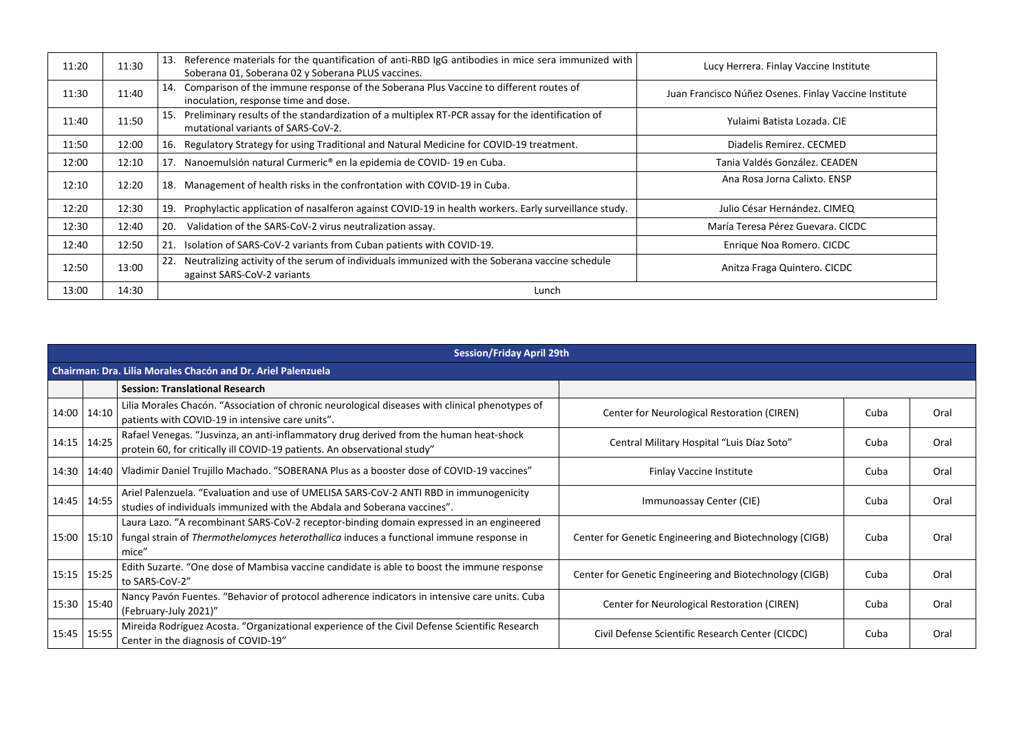| | | | |
|---|---|---|---|
| 11:20 | 11:30 | 13. Reference materials for the quantification of anti-RBD IgG antibodies in mice sera immunized with Soberana 01, Soberana 02 y Soberana PLUS vaccines. | Lucy Herrera. Finlay Vaccine Institute |
| 11:30 | 11:40 | 14. Comparison of the immune response of the Soberana Plus Vaccine to different routes of inoculation, response time and dose. | Juan Francisco Núñez Osenes. Finlay Vaccine Institute |
| 11:40 | 11:50 | 15. Preliminary results of the standardization of a multiplex RT-PCR assay for the identification of mutational variants of SARS-CoV-2. | Yulaimi Batista Lozada. CIE |
| 11:50 | 12:00 | 16. Regulatory Strategy for using Traditional and Natural Medicine for COVID-19 treatment. | Diadelis Remirez. CECMED |
| 12:00 | 12:10 | 17. Nanoemulsión natural Curmeric® en la epidemia de COVID- 19 en Cuba. | Tania Valdés González. CEADEN |
| 12:10 | 12:20 | 18. Management of health risks in the confrontation with COVID-19 in Cuba. | Ana Rosa Jorna Calixto. ENSP |
| 12:20 | 12:30 | 19. Prophylactic application of nasalferon against COVID-19 in health workers. Early surveillance study. | Julio César Hernández. CIMEQ |
| 12:30 | 12:40 | 20. Validation of the SARS-CoV-2 virus neutralization assay. | María Teresa Pérez Guevara. CICDC |
| 12:40 | 12:50 | 21. Isolation of SARS-CoV-2 variants from Cuban patients with COVID-19. | Enrique Noa Romero. CICDC |
| 12:50 | 13:00 | 22. Neutralizing activity of the serum of individuals immunized with the Soberana vaccine schedule against SARS-CoV-2 variants | Anitza Fraga Quintero. CICDC |
| 13:00 | 14:30 | Lunch | |

| Session/Friday April 29th | | | | | |
|---|---|---|---|---|---|
| **Chairman: Dra. Lilia Morales Chacón and Dr. Ariel Palenzuela** | | | | | |
| | | **Session: Translational Research** | | | |
| 14:00 | 14:10 | Lilia Morales Chacón. "Association of chronic neurological diseases with clinical phenotypes of patients with COVID-19 in intensive care units". | Center for Neurological Restoration (CIREN) | Cuba | Oral |
| 14:15 | 14:25 | Rafael Venegas. "Jusvinza, an anti-inflammatory drug derived from the human heat-shock protein 60, for critically ill COVID-19 patients. An observational study" | Central Military Hospital "Luis Díaz Soto" | Cuba | Oral |
| 14:30 | 14:40 | Vladimir Daniel Trujillo Machado. "SOBERANA Plus as a booster dose of COVID-19 vaccines" | Finlay Vaccine Institute | Cuba | Oral |
| 14:45 | 14:55 | Ariel Palenzuela. "Evaluation and use of UMELISA SARS-CoV-2 ANTI RBD in immunogenicity studies of individuals immunized with the Abdala and Soberana vaccines". | Immunoassay Center (CIE) | Cuba | Oral |
| 15:00 | 15:10 | Laura Lazo. "A recombinant SARS-CoV-2 receptor-binding domain expressed in an engineered fungal strain of *Thermothelomyces heterothallica* induces a functional immune response in mice" | Center for Genetic Engineering and Biotechnology (CIGB) | Cuba | Oral |
| 15:15 | 15:25 | Edith Suzarte. "One dose of Mambisa vaccine candidate is able to boost the immune response to SARS-CoV-2" | Center for Genetic Engineering and Biotechnology (CIGB) | Cuba | Oral |
| 15:30 | 15:40 | Nancy Pavón Fuentes. "Behavior of protocol adherence indicators in intensive care units. Cuba (February-July 2021)" | Center for Neurological Restoration (CIREN) | Cuba | Oral |
| 15:45 | 15:55 | Mireida Rodríguez Acosta. "Organizational experience of the Civil Defense Scientific Research Center in the diagnosis of COVID-19" | Civil Defense Scientific Research Center (CICDC) | Cuba | Oral |